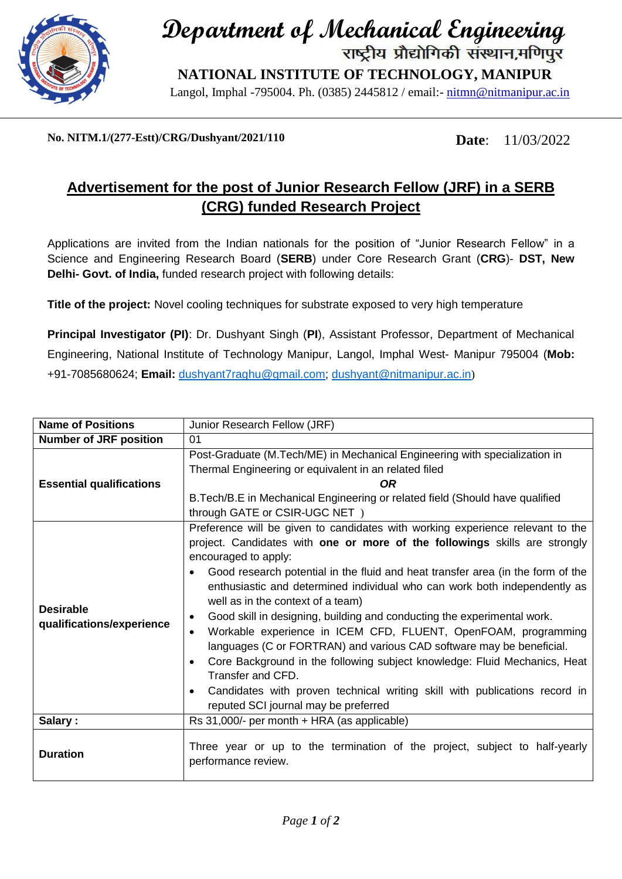# Department of Mechanical Engineering

राष्ट्रीय प्रौद्योगिकी संस्थान,मणिपुर

**NATIONAL INSTITUTE OF TECHNOLOGY, MANIPUR**

Langol, Imphal -795004. Ph. (0385) 2445812 / email:- nitmn@nitmanipur.ac.in

**No. NITM.1/(277-Estt)/CRG/Dushyant/2021/110** **Date**: 11/03/2022

## Advertisement for the post of Junior Research Fellow (JRF) in a SERB (CRG) funded Research Project

Applications are invited from the Indian nationals for the position of "Junior Research Fellow" in a Science and Engineering Research Board (**SERB**) under Core Research Grant (**CRG**)- **DST, New Delhi- Govt. of India,** funded research project with following details:

**Title of the project:** Novel cooling techniques for substrate exposed to very high temperature

**Principal Investigator (PI)**: Dr. Dushyant Singh (**PI**), Assistant Professor, Department of Mechanical Engineering, National Institute of Technology Manipur, Langol, Imphal West- Manipur 795004 (**Mob:** +91-7085680624; **Email:** dushyant7raghu@gmail.com; dushyant@nitmanipur.ac.in)

| | |
|---|---|
| **Name of Positions** | Junior Research Fellow (JRF) |
| **Number of JRF position** | 01 |
| **Essential qualifications** | Post-Graduate (M.Tech/ME) in Mechanical Engineering with specialization in Thermal Engineering or equivalent in an related filed<br>***OR***<br>B.Tech/B.E in Mechanical Engineering or related field (Should have qualified through GATE or CSIR-UGC NET ) |
| **Desirable qualifications/experience** | Preference will be given to candidates with working experience relevant to the project. Candidates with **one or more of the followings** skills are strongly encouraged to apply:<br>• Good research potential in the fluid and heat transfer area (in the form of the enthusiastic and determined individual who can work both independently as well as in the context of a team)<br>• Good skill in designing, building and conducting the experimental work.<br>• Workable experience in ICEM CFD, FLUENT, OpenFOAM, programming languages (C or FORTRAN) and various CAD software may be beneficial.<br>• Core Background in the following subject knowledge: Fluid Mechanics, Heat Transfer and CFD.<br>• Candidates with proven technical writing skill with publications record in reputed SCI journal may be preferred |
| **Salary :** | Rs 31,000/- per month + HRA (as applicable) |
| **Duration** | Three year or up to the termination of the project, subject to half-yearly performance review. |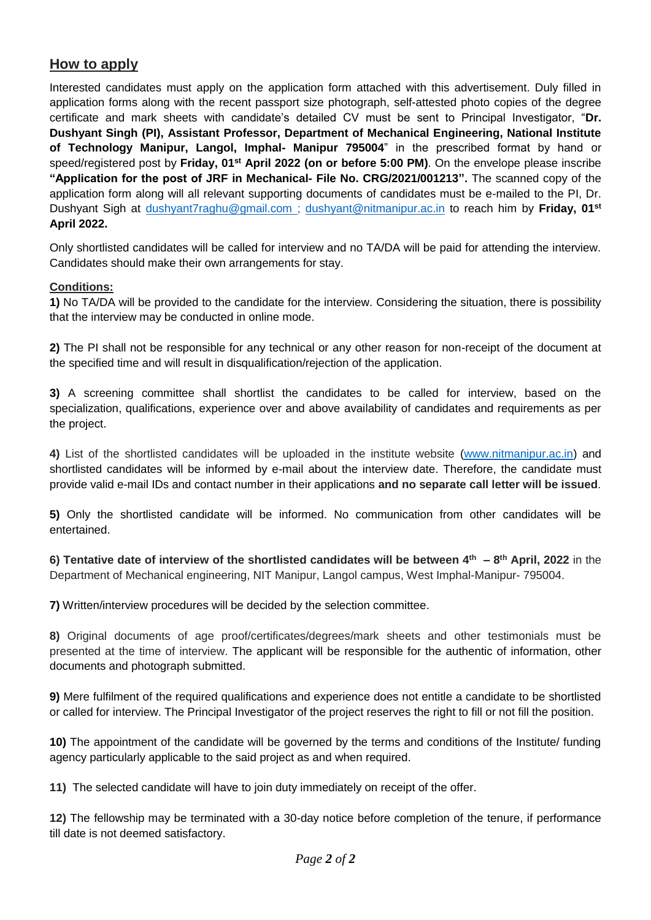## How to apply

Interested candidates must apply on the application form attached with this advertisement. Duly filled in application forms along with the recent passport size photograph, self-attested photo copies of the degree certificate and mark sheets with candidate's detailed CV must be sent to Principal Investigator, "**Dr. Dushyant Singh (PI), Assistant Professor, Department of Mechanical Engineering, National Institute of Technology Manipur, Langol, Imphal- Manipur 795004**" in the prescribed format by hand or speed/registered post by **Friday, 01st April 2022 (on or before 5:00 PM)**. On the envelope please inscribe **"Application for the post of JRF in Mechanical- File No. CRG/2021/001213".** The scanned copy of the application form along will all relevant supporting documents of candidates must be e-mailed to the PI, Dr. Dushyant Sigh at dushyant7raghu@gmail.com ; dushyant@nitmanipur.ac.in to reach him by **Friday, 01st April 2022.**

Only shortlisted candidates will be called for interview and no TA/DA will be paid for attending the interview. Candidates should make their own arrangements for stay.

**Conditions:**

**1)** No TA/DA will be provided to the candidate for the interview. Considering the situation, there is possibility that the interview may be conducted in online mode.

**2)** The PI shall not be responsible for any technical or any other reason for non-receipt of the document at the specified time and will result in disqualification/rejection of the application.

**3)** A screening committee shall shortlist the candidates to be called for interview, based on the specialization, qualifications, experience over and above availability of candidates and requirements as per the project.

**4)** List of the shortlisted candidates will be uploaded in the institute website (www.nitmanipur.ac.in) and shortlisted candidates will be informed by e-mail about the interview date. Therefore, the candidate must provide valid e-mail IDs and contact number in their applications **and no separate call letter will be issued**.

**5)** Only the shortlisted candidate will be informed. No communication from other candidates will be entertained.

**6) Tentative date of interview of the shortlisted candidates will be between 4th – 8th April, 2022** in the Department of Mechanical engineering, NIT Manipur, Langol campus, West Imphal-Manipur- 795004.

**7)** Written/interview procedures will be decided by the selection committee.

**8)** Original documents of age proof/certificates/degrees/mark sheets and other testimonials must be presented at the time of interview. The applicant will be responsible for the authentic of information, other documents and photograph submitted.

**9)** Mere fulfilment of the required qualifications and experience does not entitle a candidate to be shortlisted or called for interview. The Principal Investigator of the project reserves the right to fill or not fill the position.

**10)** The appointment of the candidate will be governed by the terms and conditions of the Institute/ funding agency particularly applicable to the said project as and when required.

**11)** The selected candidate will have to join duty immediately on receipt of the offer.

**12)** The fellowship may be terminated with a 30-day notice before completion of the tenure, if performance till date is not deemed satisfactory.